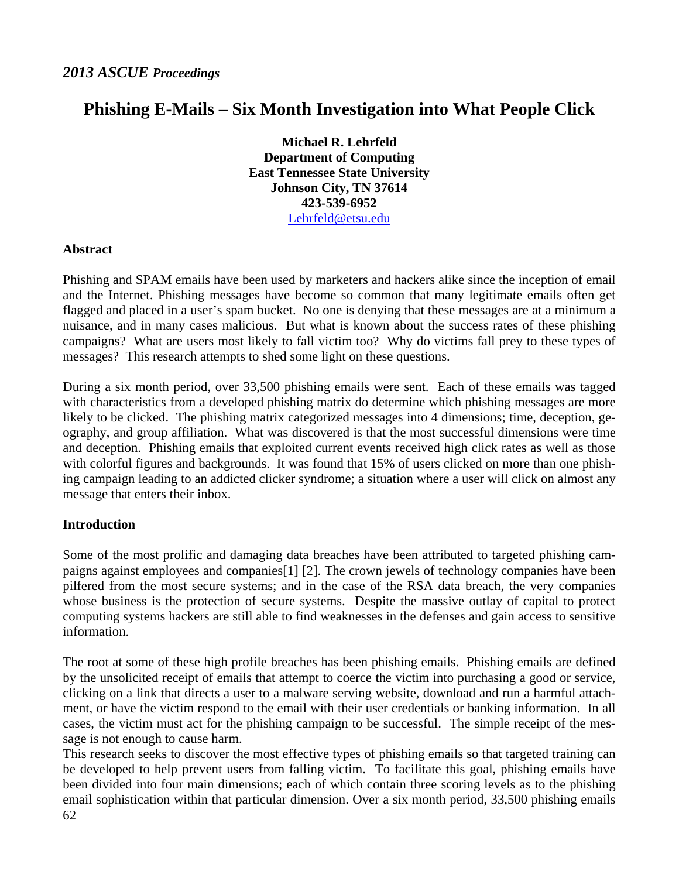# Phishing E-Mails – Six Month Investigation into What People Click

**Michael R. Lehrfeld**
**Department of Computing**
**East Tennessee State University**
**Johnson City, TN 37614**
**423-539-6952**
Lehrfeld@etsu.edu

## Abstract

Phishing and SPAM emails have been used by marketers and hackers alike since the inception of email and the Internet. Phishing messages have become so common that many legitimate emails often get flagged and placed in a user's spam bucket. No one is denying that these messages are at a minimum a nuisance, and in many cases malicious. But what is known about the success rates of these phishing campaigns? What are users most likely to fall victim too? Why do victims fall prey to these types of messages? This research attempts to shed some light on these questions.

During a six month period, over 33,500 phishing emails were sent. Each of these emails was tagged with characteristics from a developed phishing matrix do determine which phishing messages are more likely to be clicked. The phishing matrix categorized messages into 4 dimensions; time, deception, geography, and group affiliation. What was discovered is that the most successful dimensions were time and deception. Phishing emails that exploited current events received high click rates as well as those with colorful figures and backgrounds. It was found that 15% of users clicked on more than one phishing campaign leading to an addicted clicker syndrome; a situation where a user will click on almost any message that enters their inbox.

## Introduction

Some of the most prolific and damaging data breaches have been attributed to targeted phishing campaigns against employees and companies[1] [2]. The crown jewels of technology companies have been pilfered from the most secure systems; and in the case of the RSA data breach, the very companies whose business is the protection of secure systems. Despite the massive outlay of capital to protect computing systems hackers are still able to find weaknesses in the defenses and gain access to sensitive information.

The root at some of these high profile breaches has been phishing emails. Phishing emails are defined by the unsolicited receipt of emails that attempt to coerce the victim into purchasing a good or service, clicking on a link that directs a user to a malware serving website, download and run a harmful attachment, or have the victim respond to the email with their user credentials or banking information. In all cases, the victim must act for the phishing campaign to be successful. The simple receipt of the message is not enough to cause harm.

This research seeks to discover the most effective types of phishing emails so that targeted training can be developed to help prevent users from falling victim. To facilitate this goal, phishing emails have been divided into four main dimensions; each of which contain three scoring levels as to the phishing email sophistication within that particular dimension. Over a six month period, 33,500 phishing emails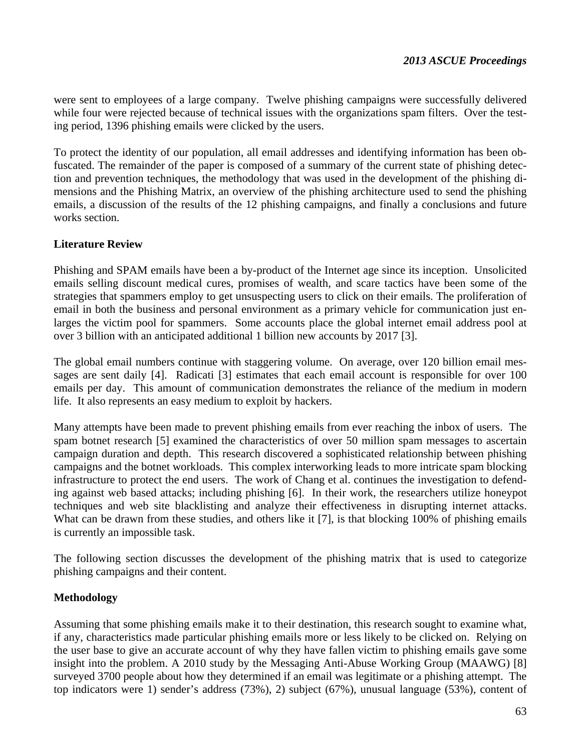were sent to employees of a large company. Twelve phishing campaigns were successfully delivered while four were rejected because of technical issues with the organizations spam filters. Over the testing period, 1396 phishing emails were clicked by the users.

To protect the identity of our population, all email addresses and identifying information has been obfuscated. The remainder of the paper is composed of a summary of the current state of phishing detection and prevention techniques, the methodology that was used in the development of the phishing dimensions and the Phishing Matrix, an overview of the phishing architecture used to send the phishing emails, a discussion of the results of the 12 phishing campaigns, and finally a conclusions and future works section.

## Literature Review

Phishing and SPAM emails have been a by-product of the Internet age since its inception. Unsolicited emails selling discount medical cures, promises of wealth, and scare tactics have been some of the strategies that spammers employ to get unsuspecting users to click on their emails. The proliferation of email in both the business and personal environment as a primary vehicle for communication just enlarges the victim pool for spammers. Some accounts place the global internet email address pool at over 3 billion with an anticipated additional 1 billion new accounts by 2017 [3].

The global email numbers continue with staggering volume. On average, over 120 billion email messages are sent daily [4]. Radicati [3] estimates that each email account is responsible for over 100 emails per day. This amount of communication demonstrates the reliance of the medium in modern life. It also represents an easy medium to exploit by hackers.

Many attempts have been made to prevent phishing emails from ever reaching the inbox of users. The spam botnet research [5] examined the characteristics of over 50 million spam messages to ascertain campaign duration and depth. This research discovered a sophisticated relationship between phishing campaigns and the botnet workloads. This complex interworking leads to more intricate spam blocking infrastructure to protect the end users. The work of Chang et al. continues the investigation to defending against web based attacks; including phishing [6]. In their work, the researchers utilize honeypot techniques and web site blacklisting and analyze their effectiveness in disrupting internet attacks. What can be drawn from these studies, and others like it [7], is that blocking 100% of phishing emails is currently an impossible task.

The following section discusses the development of the phishing matrix that is used to categorize phishing campaigns and their content.

## Methodology

Assuming that some phishing emails make it to their destination, this research sought to examine what, if any, characteristics made particular phishing emails more or less likely to be clicked on. Relying on the user base to give an accurate account of why they have fallen victim to phishing emails gave some insight into the problem. A 2010 study by the Messaging Anti-Abuse Working Group (MAAWG) [8] surveyed 3700 people about how they determined if an email was legitimate or a phishing attempt. The top indicators were 1) sender's address (73%), 2) subject (67%), unusual language (53%), content of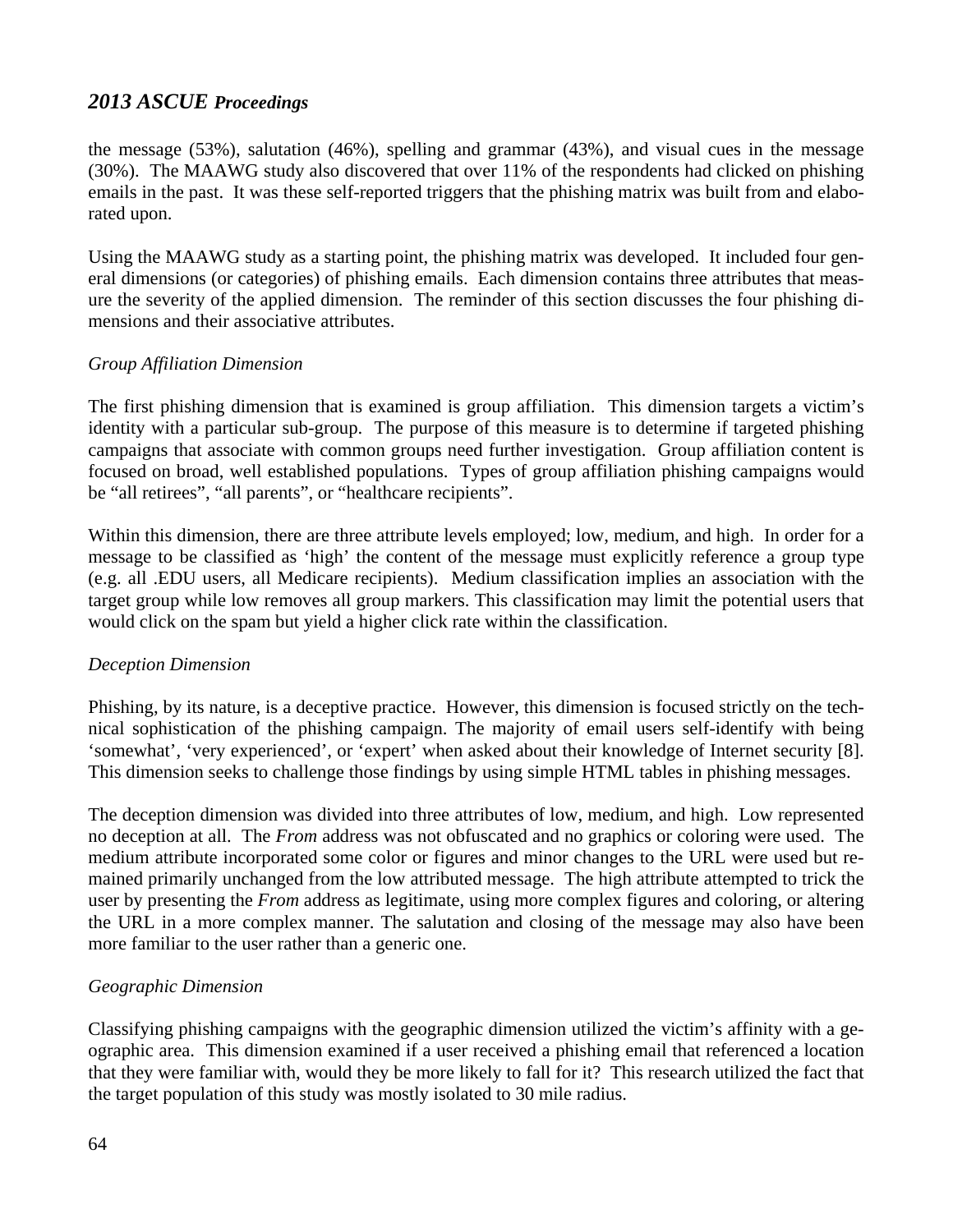the message (53%), salutation (46%), spelling and grammar (43%), and visual cues in the message (30%). The MAAWG study also discovered that over 11% of the respondents had clicked on phishing emails in the past. It was these self-reported triggers that the phishing matrix was built from and elaborated upon.

Using the MAAWG study as a starting point, the phishing matrix was developed. It included four general dimensions (or categories) of phishing emails. Each dimension contains three attributes that measure the severity of the applied dimension. The reminder of this section discusses the four phishing dimensions and their associative attributes.

*Group Affiliation Dimension*

The first phishing dimension that is examined is group affiliation. This dimension targets a victim's identity with a particular sub-group. The purpose of this measure is to determine if targeted phishing campaigns that associate with common groups need further investigation. Group affiliation content is focused on broad, well established populations. Types of group affiliation phishing campaigns would be "all retirees", "all parents", or "healthcare recipients".

Within this dimension, there are three attribute levels employed; low, medium, and high. In order for a message to be classified as 'high' the content of the message must explicitly reference a group type (e.g. all .EDU users, all Medicare recipients). Medium classification implies an association with the target group while low removes all group markers. This classification may limit the potential users that would click on the spam but yield a higher click rate within the classification.

*Deception Dimension*

Phishing, by its nature, is a deceptive practice. However, this dimension is focused strictly on the technical sophistication of the phishing campaign. The majority of email users self-identify with being 'somewhat', 'very experienced', or 'expert' when asked about their knowledge of Internet security [8]. This dimension seeks to challenge those findings by using simple HTML tables in phishing messages.

The deception dimension was divided into three attributes of low, medium, and high. Low represented no deception at all. The *From* address was not obfuscated and no graphics or coloring were used. The medium attribute incorporated some color or figures and minor changes to the URL were used but remained primarily unchanged from the low attributed message. The high attribute attempted to trick the user by presenting the *From* address as legitimate, using more complex figures and coloring, or altering the URL in a more complex manner. The salutation and closing of the message may also have been more familiar to the user rather than a generic one.

*Geographic Dimension*

Classifying phishing campaigns with the geographic dimension utilized the victim's affinity with a geographic area. This dimension examined if a user received a phishing email that referenced a location that they were familiar with, would they be more likely to fall for it? This research utilized the fact that the target population of this study was mostly isolated to 30 mile radius.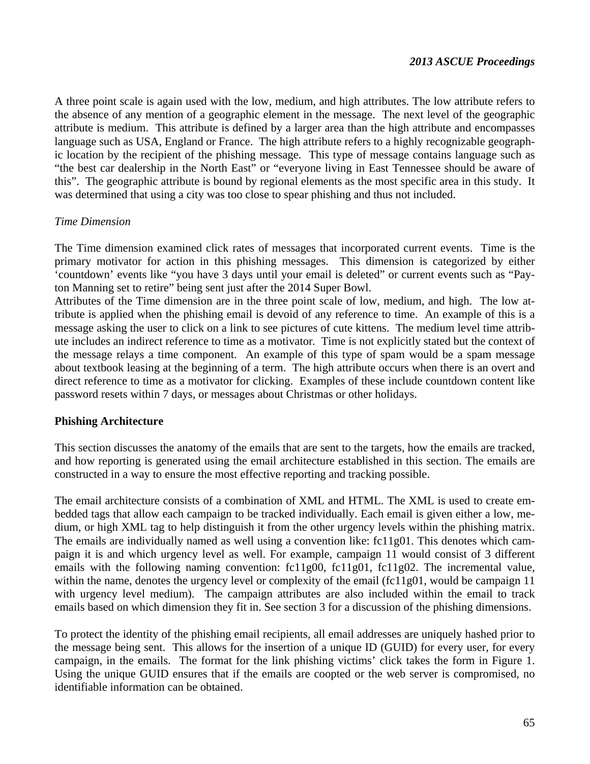A three point scale is again used with the low, medium, and high attributes. The low attribute refers to the absence of any mention of a geographic element in the message. The next level of the geographic attribute is medium. This attribute is defined by a larger area than the high attribute and encompasses language such as USA, England or France. The high attribute refers to a highly recognizable geographic location by the recipient of the phishing message. This type of message contains language such as "the best car dealership in the North East" or "everyone living in East Tennessee should be aware of this". The geographic attribute is bound by regional elements as the most specific area in this study. It was determined that using a city was too close to spear phishing and thus not included.

*Time Dimension*

The Time dimension examined click rates of messages that incorporated current events. Time is the primary motivator for action in this phishing messages. This dimension is categorized by either 'countdown' events like "you have 3 days until your email is deleted" or current events such as "Payton Manning set to retire" being sent just after the 2014 Super Bowl.
Attributes of the Time dimension are in the three point scale of low, medium, and high. The low attribute is applied when the phishing email is devoid of any reference to time. An example of this is a message asking the user to click on a link to see pictures of cute kittens. The medium level time attribute includes an indirect reference to time as a motivator. Time is not explicitly stated but the context of the message relays a time component. An example of this type of spam would be a spam message about textbook leasing at the beginning of a term. The high attribute occurs when there is an overt and direct reference to time as a motivator for clicking. Examples of these include countdown content like password resets within 7 days, or messages about Christmas or other holidays.

**Phishing Architecture**

This section discusses the anatomy of the emails that are sent to the targets, how the emails are tracked, and how reporting is generated using the email architecture established in this section. The emails are constructed in a way to ensure the most effective reporting and tracking possible.

The email architecture consists of a combination of XML and HTML. The XML is used to create embedded tags that allow each campaign to be tracked individually. Each email is given either a low, medium, or high XML tag to help distinguish it from the other urgency levels within the phishing matrix. The emails are individually named as well using a convention like: fc11g01. This denotes which campaign it is and which urgency level as well. For example, campaign 11 would consist of 3 different emails with the following naming convention: fc11g00, fc11g01, fc11g02. The incremental value, within the name, denotes the urgency level or complexity of the email (fc11g01, would be campaign 11 with urgency level medium). The campaign attributes are also included within the email to track emails based on which dimension they fit in. See section 3 for a discussion of the phishing dimensions.

To protect the identity of the phishing email recipients, all email addresses are uniquely hashed prior to the message being sent. This allows for the insertion of a unique ID (GUID) for every user, for every campaign, in the emails. The format for the link phishing victims' click takes the form in Figure 1. Using the unique GUID ensures that if the emails are coopted or the web server is compromised, no identifiable information can be obtained.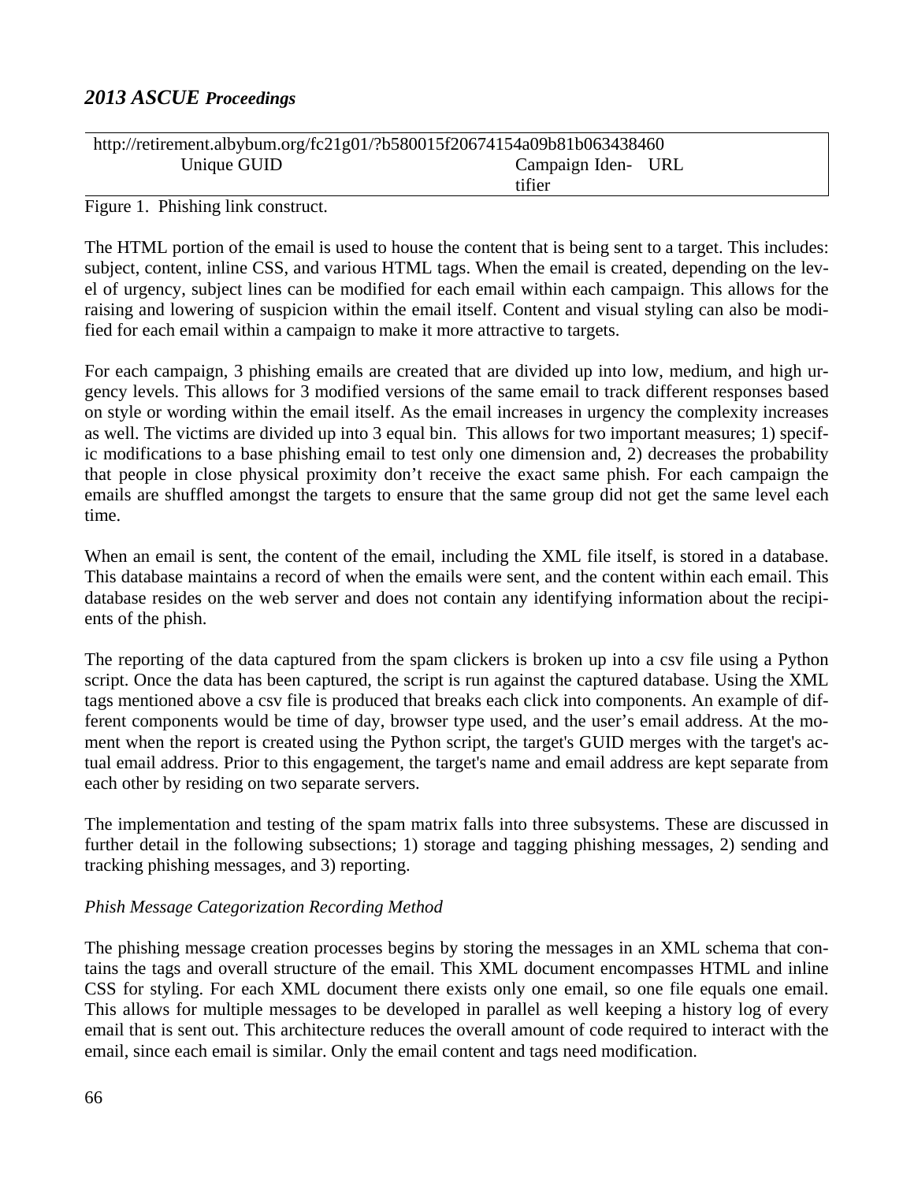| http://retirement.albybum.org/fc21g01/?b580015f20674154a09b81b063438460 | | |
| --- | --- | --- |
| Unique GUID | Campaign Identifier | URL |

Figure 1. Phishing link construct.

The HTML portion of the email is used to house the content that is being sent to a target. This includes: subject, content, inline CSS, and various HTML tags. When the email is created, depending on the level of urgency, subject lines can be modified for each email within each campaign. This allows for the raising and lowering of suspicion within the email itself. Content and visual styling can also be modified for each email within a campaign to make it more attractive to targets.

For each campaign, 3 phishing emails are created that are divided up into low, medium, and high urgency levels. This allows for 3 modified versions of the same email to track different responses based on style or wording within the email itself. As the email increases in urgency the complexity increases as well. The victims are divided up into 3 equal bin. This allows for two important measures; 1) specific modifications to a base phishing email to test only one dimension and, 2) decreases the probability that people in close physical proximity don't receive the exact same phish. For each campaign the emails are shuffled amongst the targets to ensure that the same group did not get the same level each time.

When an email is sent, the content of the email, including the XML file itself, is stored in a database. This database maintains a record of when the emails were sent, and the content within each email. This database resides on the web server and does not contain any identifying information about the recipients of the phish.

The reporting of the data captured from the spam clickers is broken up into a csv file using a Python script. Once the data has been captured, the script is run against the captured database. Using the XML tags mentioned above a csv file is produced that breaks each click into components. An example of different components would be time of day, browser type used, and the user's email address. At the moment when the report is created using the Python script, the target's GUID merges with the target's actual email address. Prior to this engagement, the target's name and email address are kept separate from each other by residing on two separate servers.

The implementation and testing of the spam matrix falls into three subsystems. These are discussed in further detail in the following subsections; 1) storage and tagging phishing messages, 2) sending and tracking phishing messages, and 3) reporting.

### *Phish Message Categorization Recording Method*

The phishing message creation processes begins by storing the messages in an XML schema that contains the tags and overall structure of the email. This XML document encompasses HTML and inline CSS for styling. For each XML document there exists only one email, so one file equals one email. This allows for multiple messages to be developed in parallel as well keeping a history log of every email that is sent out. This architecture reduces the overall amount of code required to interact with the email, since each email is similar. Only the email content and tags need modification.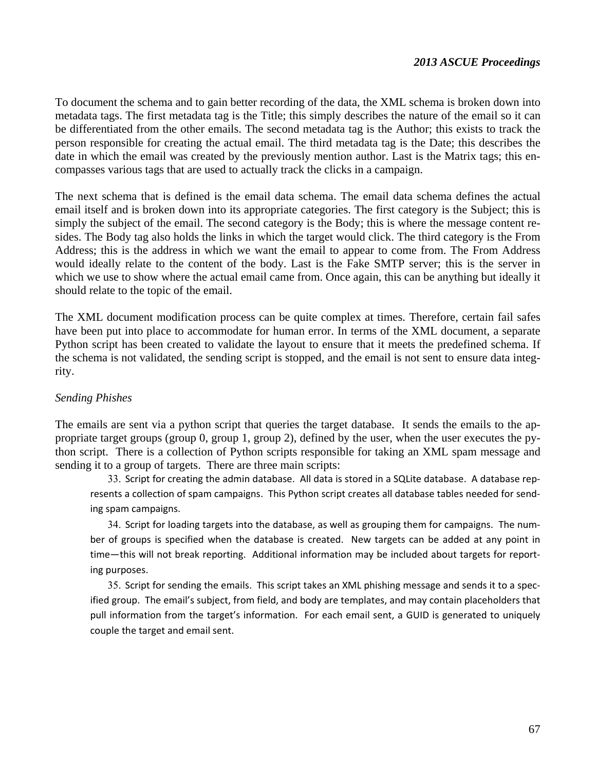To document the schema and to gain better recording of the data, the XML schema is broken down into metadata tags. The first metadata tag is the Title; this simply describes the nature of the email so it can be differentiated from the other emails. The second metadata tag is the Author; this exists to track the person responsible for creating the actual email. The third metadata tag is the Date; this describes the date in which the email was created by the previously mention author. Last is the Matrix tags; this encompasses various tags that are used to actually track the clicks in a campaign.

The next schema that is defined is the email data schema. The email data schema defines the actual email itself and is broken down into its appropriate categories. The first category is the Subject; this is simply the subject of the email. The second category is the Body; this is where the message content resides. The Body tag also holds the links in which the target would click. The third category is the From Address; this is the address in which we want the email to appear to come from. The From Address would ideally relate to the content of the body. Last is the Fake SMTP server; this is the server in which we use to show where the actual email came from. Once again, this can be anything but ideally it should relate to the topic of the email.

The XML document modification process can be quite complex at times. Therefore, certain fail safes have been put into place to accommodate for human error. In terms of the XML document, a separate Python script has been created to validate the layout to ensure that it meets the predefined schema. If the schema is not validated, the sending script is stopped, and the email is not sent to ensure data integrity.

*Sending Phishes*

The emails are sent via a python script that queries the target database. It sends the emails to the appropriate target groups (group 0, group 1, group 2), defined by the user, when the user executes the python script. There is a collection of Python scripts responsible for taking an XML spam message and sending it to a group of targets. There are three main scripts:

33. Script for creating the admin database. All data is stored in a SQLite database. A database represents a collection of spam campaigns. This Python script creates all database tables needed for sending spam campaigns.

34. Script for loading targets into the database, as well as grouping them for campaigns. The number of groups is specified when the database is created. New targets can be added at any point in time—this will not break reporting. Additional information may be included about targets for reporting purposes.

35. Script for sending the emails. This script takes an XML phishing message and sends it to a specified group. The email's subject, from field, and body are templates, and may contain placeholders that pull information from the target's information. For each email sent, a GUID is generated to uniquely couple the target and email sent.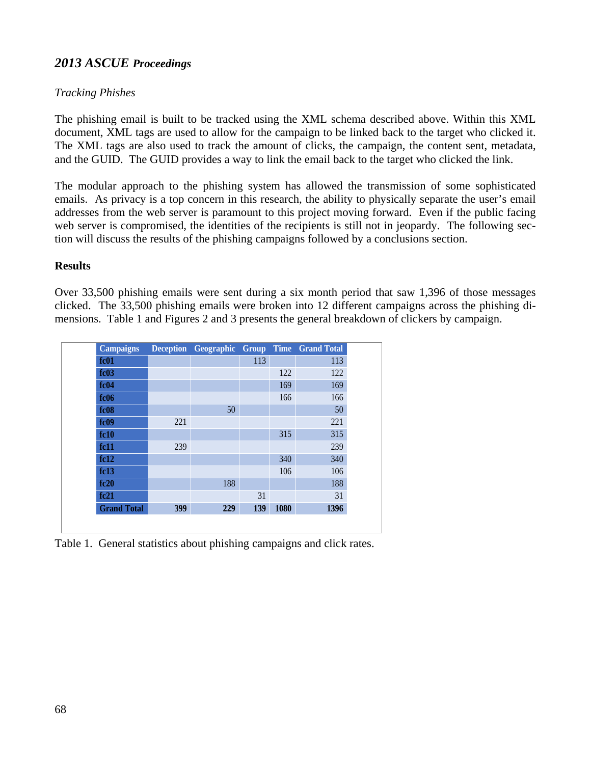*Tracking Phishes*

The phishing email is built to be tracked using the XML schema described above. Within this XML document, XML tags are used to allow for the campaign to be linked back to the target who clicked it. The XML tags are also used to track the amount of clicks, the campaign, the content sent, metadata, and the GUID. The GUID provides a way to link the email back to the target who clicked the link.

The modular approach to the phishing system has allowed the transmission of some sophisticated emails. As privacy is a top concern in this research, the ability to physically separate the user's email addresses from the web server is paramount to this project moving forward. Even if the public facing web server is compromised, the identities of the recipients is still not in jeopardy. The following section will discuss the results of the phishing campaigns followed by a conclusions section.

## Results

Over 33,500 phishing emails were sent during a six month period that saw 1,396 of those messages clicked. The 33,500 phishing emails were broken into 12 different campaigns across the phishing dimensions. Table 1 and Figures 2 and 3 presents the general breakdown of clickers by campaign.

| Campaigns | Deception | Geographic | Group | Time | Grand Total |
|---|---|---|---|---|---|
| fc01 | | | 113 | | 113 |
| fc03 | | | | 122 | 122 |
| fc04 | | | | 169 | 169 |
| fc06 | | | | 166 | 166 |
| fc08 | | 50 | | | 50 |
| fc09 | 221 | | | | 221 |
| fc10 | | | | 315 | 315 |
| fc11 | 239 | | | | 239 |
| fc12 | | | | 340 | 340 |
| fc13 | | | | 106 | 106 |
| fc20 | | 188 | | | 188 |
| fc21 | | | 31 | | 31 |
| **Grand Total** | **399** | **229** | **139** | **1080** | **1396** |

Table 1. General statistics about phishing campaigns and click rates.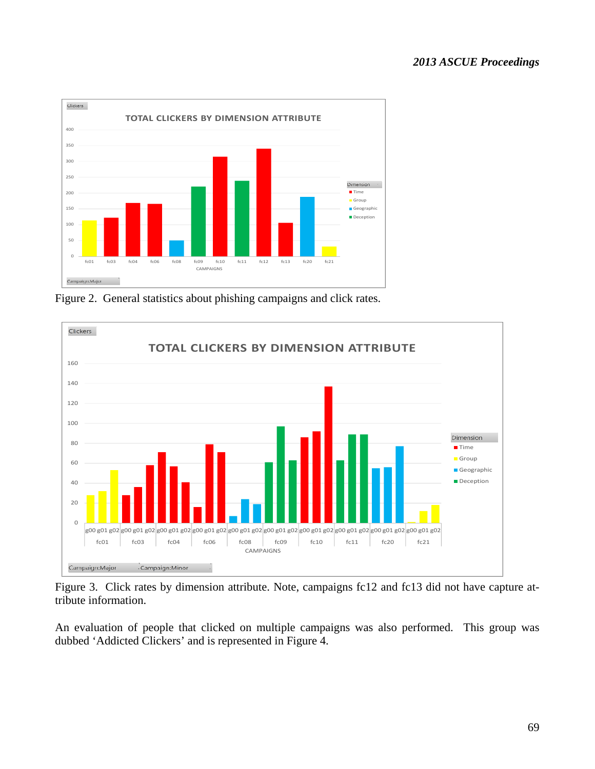Figure 2. General statistics about phishing campaigns and click rates.

Figure 3. Click rates by dimension attribute. Note, campaigns fc12 and fc13 did not have capture attribute information.

An evaluation of people that clicked on multiple campaigns was also performed. This group was dubbed 'Addicted Clickers' and is represented in Figure 4.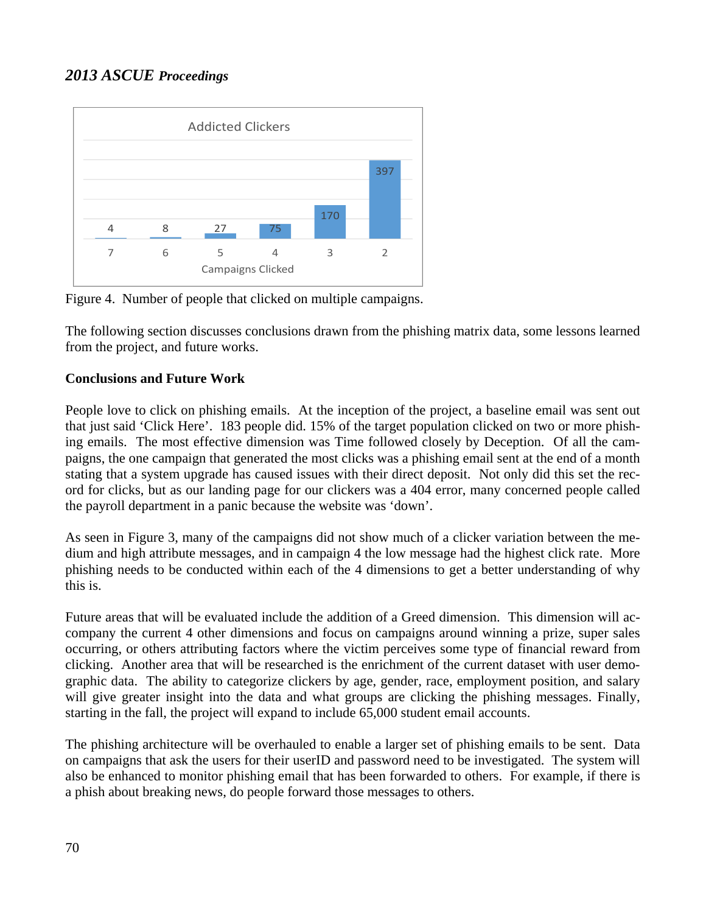Figure 4. Number of people that clicked on multiple campaigns.

The following section discusses conclusions drawn from the phishing matrix data, some lessons learned from the project, and future works.

**Conclusions and Future Work**

People love to click on phishing emails. At the inception of the project, a baseline email was sent out that just said 'Click Here'. 183 people did. 15% of the target population clicked on two or more phishing emails. The most effective dimension was Time followed closely by Deception. Of all the campaigns, the one campaign that generated the most clicks was a phishing email sent at the end of a month stating that a system upgrade has caused issues with their direct deposit. Not only did this set the record for clicks, but as our landing page for our clickers was a 404 error, many concerned people called the payroll department in a panic because the website was 'down'.

As seen in Figure 3, many of the campaigns did not show much of a clicker variation between the medium and high attribute messages, and in campaign 4 the low message had the highest click rate. More phishing needs to be conducted within each of the 4 dimensions to get a better understanding of why this is.

Future areas that will be evaluated include the addition of a Greed dimension. This dimension will accompany the current 4 other dimensions and focus on campaigns around winning a prize, super sales occurring, or others attributing factors where the victim perceives some type of financial reward from clicking. Another area that will be researched is the enrichment of the current dataset with user demographic data. The ability to categorize clickers by age, gender, race, employment position, and salary will give greater insight into the data and what groups are clicking the phishing messages. Finally, starting in the fall, the project will expand to include 65,000 student email accounts.

The phishing architecture will be overhauled to enable a larger set of phishing emails to be sent. Data on campaigns that ask the users for their userID and password need to be investigated. The system will also be enhanced to monitor phishing email that has been forwarded to others. For example, if there is a phish about breaking news, do people forward those messages to others.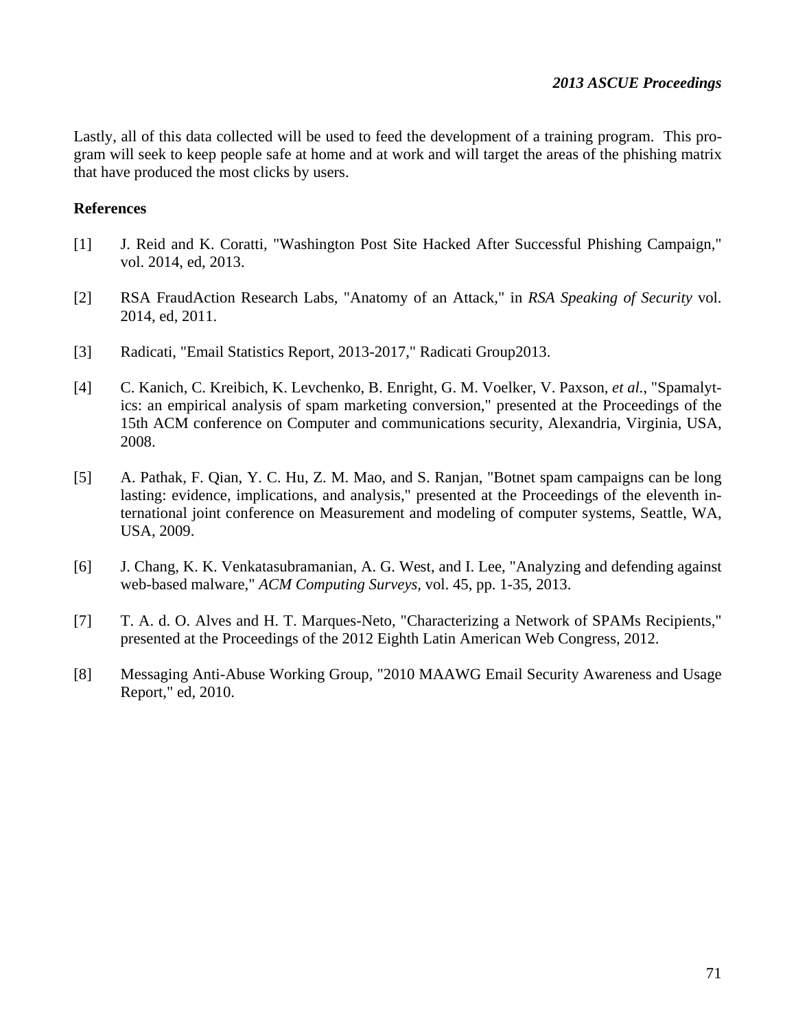Lastly, all of this data collected will be used to feed the development of a training program. This program will seek to keep people safe at home and at work and will target the areas of the phishing matrix that have produced the most clicks by users.

## References

[1] J. Reid and K. Coratti, "Washington Post Site Hacked After Successful Phishing Campaign," vol. 2014, ed, 2013.

[2] RSA FraudAction Research Labs, "Anatomy of an Attack," in *RSA Speaking of Security* vol. 2014, ed, 2011.

[3] Radicati, "Email Statistics Report, 2013-2017," Radicati Group2013.

[4] C. Kanich, C. Kreibich, K. Levchenko, B. Enright, G. M. Voelker, V. Paxson, *et al.*, "Spamalytics: an empirical analysis of spam marketing conversion," presented at the Proceedings of the 15th ACM conference on Computer and communications security, Alexandria, Virginia, USA, 2008.

[5] A. Pathak, F. Qian, Y. C. Hu, Z. M. Mao, and S. Ranjan, "Botnet spam campaigns can be long lasting: evidence, implications, and analysis," presented at the Proceedings of the eleventh international joint conference on Measurement and modeling of computer systems, Seattle, WA, USA, 2009.

[6] J. Chang, K. K. Venkatasubramanian, A. G. West, and I. Lee, "Analyzing and defending against web-based malware," *ACM Computing Surveys,* vol. 45, pp. 1-35, 2013.

[7] T. A. d. O. Alves and H. T. Marques-Neto, "Characterizing a Network of SPAMs Recipients," presented at the Proceedings of the 2012 Eighth Latin American Web Congress, 2012.

[8] Messaging Anti-Abuse Working Group, "2010 MAAWG Email Security Awareness and Usage Report," ed, 2010.